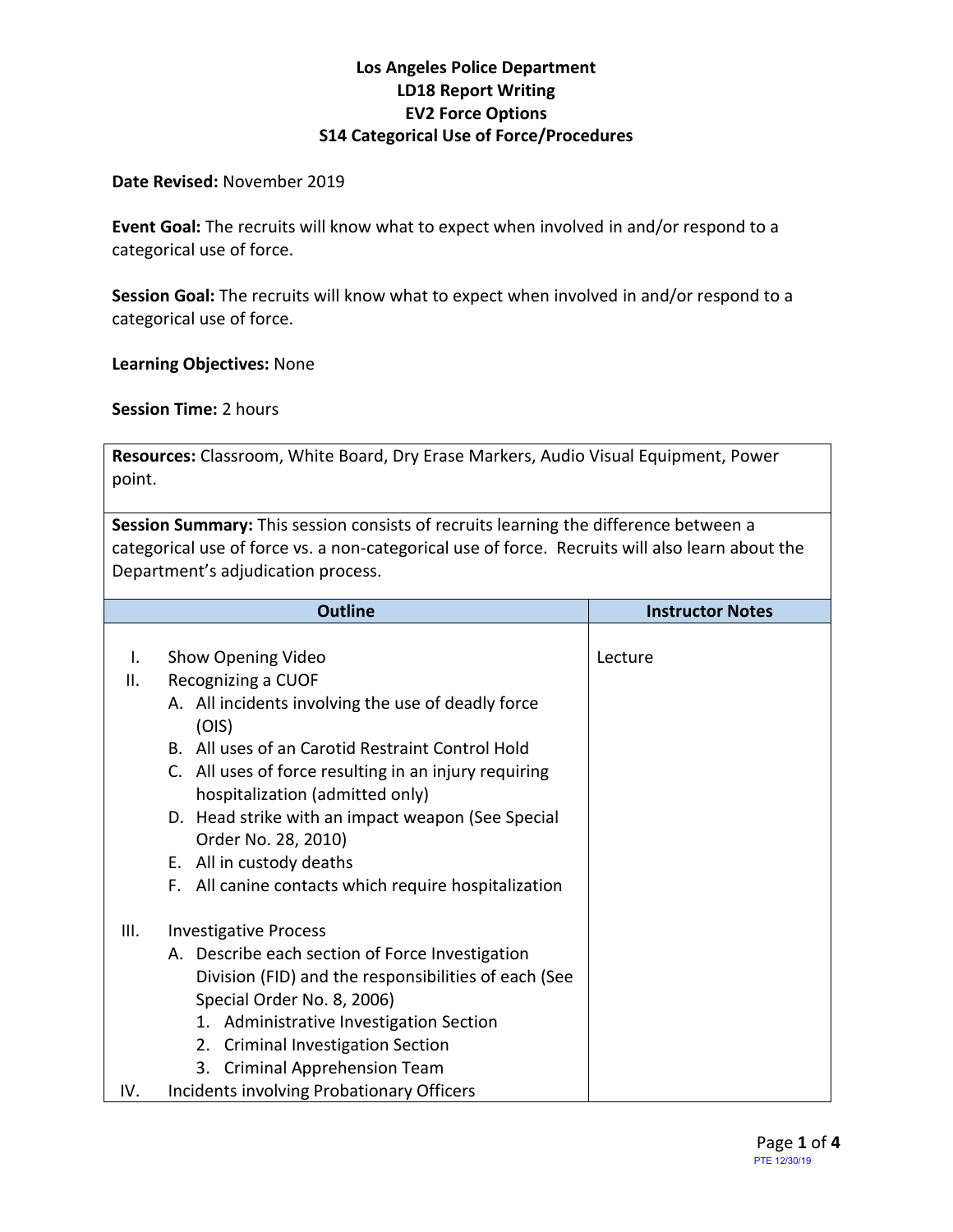**Los Angeles Police Department**
**LD18 Report Writing**
**EV2 Force Options**
**S14 Categorical Use of Force/Procedures**

**Date Revised:** November 2019

**Event Goal:** The recruits will know what to expect when involved in and/or respond to a categorical use of force.

**Session Goal:** The recruits will know what to expect when involved in and/or respond to a categorical use of force.

**Learning Objectives:** None

**Session Time:** 2 hours

| |
|---|
| **Resources:** Classroom, White Board, Dry Erase Markers, Audio Visual Equipment, Power point. |
| **Session Summary:** This session consists of recruits learning the difference between a categorical use of force vs. a non-categorical use of force. Recruits will also learn about the Department's adjudication process. |

| Outline | Instructor Notes |
|---|---|
| I. Show Opening Video<br>II. Recognizing a CUOF<br>A. All incidents involving the use of deadly force (OIS)<br>B. All uses of an Carotid Restraint Control Hold<br>C. All uses of force resulting in an injury requiring hospitalization (admitted only)<br>D. Head strike with an impact weapon (See Special Order No. 28, 2010)<br>E. All in custody deaths<br>F. All canine contacts which require hospitalization<br><br>III. Investigative Process<br>A. Describe each section of Force Investigation Division (FID) and the responsibilities of each (See Special Order No. 8, 2006)<br>1. Administrative Investigation Section<br>2. Criminal Investigation Section<br>3. Criminal Apprehension Team<br>IV. Incidents involving Probationary Officers | Lecture |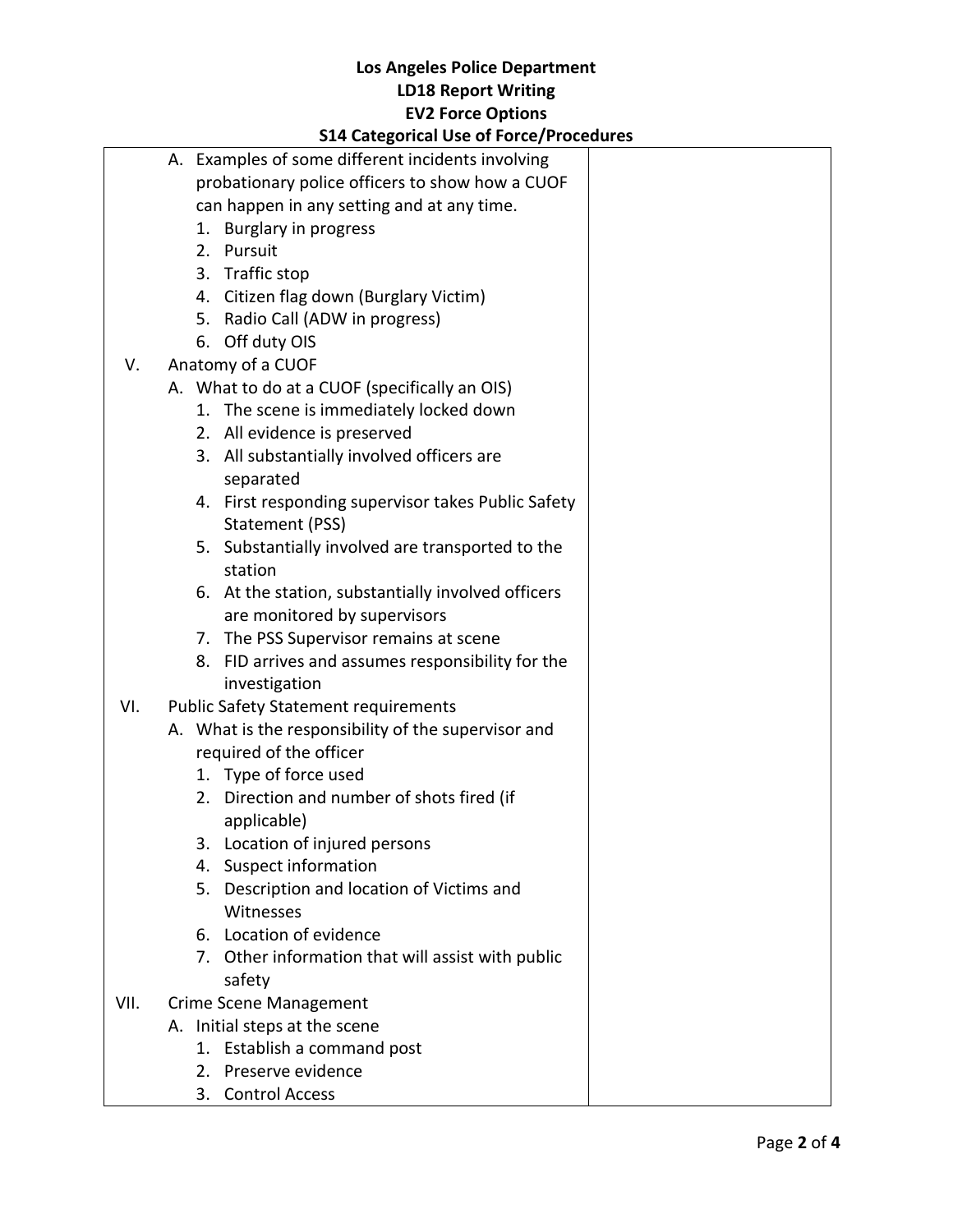**Los Angeles Police Department**
**LD18 Report Writing**
**EV2 Force Options**
**S14 Categorical Use of Force/Procedures**

A. Examples of some different incidents involving probationary police officers to show how a CUOF can happen in any setting and at any time.
   1. Burglary in progress
   2. Pursuit
   3. Traffic stop
   4. Citizen flag down (Burglary Victim)
   5. Radio Call (ADW in progress)
   6. Off duty OIS

V. Anatomy of a CUOF
   A. What to do at a CUOF (specifically an OIS)
      1. The scene is immediately locked down
      2. All evidence is preserved
      3. All substantially involved officers are separated
      4. First responding supervisor takes Public Safety Statement (PSS)
      5. Substantially involved are transported to the station
      6. At the station, substantially involved officers are monitored by supervisors
      7. The PSS Supervisor remains at scene
      8. FID arrives and assumes responsibility for the investigation

VI. Public Safety Statement requirements
   A. What is the responsibility of the supervisor and required of the officer
      1. Type of force used
      2. Direction and number of shots fired (if applicable)
      3. Location of injured persons
      4. Suspect information
      5. Description and location of Victims and Witnesses
      6. Location of evidence
      7. Other information that will assist with public safety

VII. Crime Scene Management
   A. Initial steps at the scene
      1. Establish a command post
      2. Preserve evidence
      3. Control Access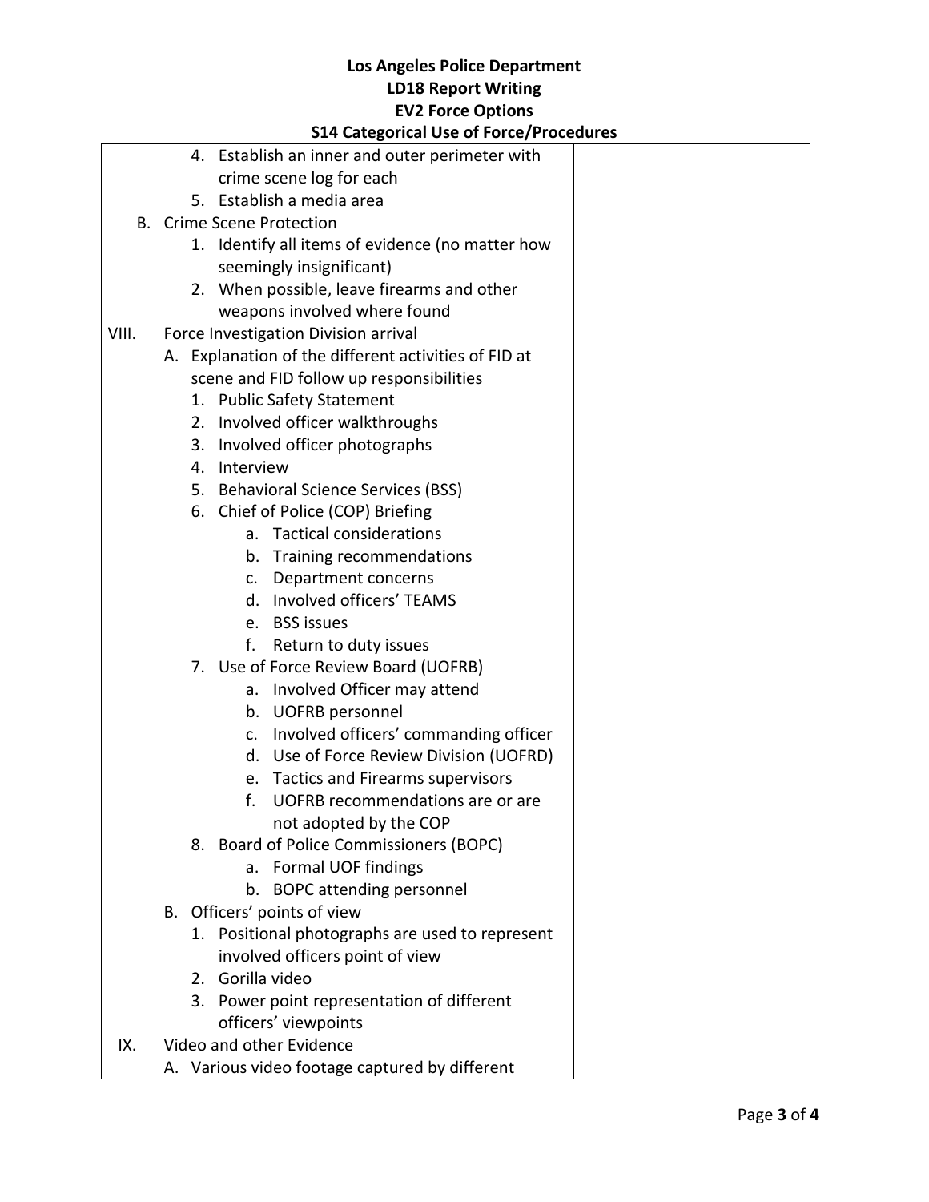# Los Angeles Police Department
## LD18 Report Writing
## EV2 Force Options
## S14 Categorical Use of Force/Procedures

4. Establish an inner and outer perimeter with crime scene log for each
5. Establish a media area

B. Crime Scene Protection
   1. Identify all items of evidence (no matter how seemingly insignificant)
   2. When possible, leave firearms and other weapons involved where found

VIII. Force Investigation Division arrival
   A. Explanation of the different activities of FID at scene and FID follow up responsibilities
      1. Public Safety Statement
      2. Involved officer walkthroughs
      3. Involved officer photographs
      4. Interview
      5. Behavioral Science Services (BSS)
      6. Chief of Police (COP) Briefing
         a. Tactical considerations
         b. Training recommendations
         c. Department concerns
         d. Involved officers' TEAMS
         e. BSS issues
         f. Return to duty issues
      7. Use of Force Review Board (UOFRB)
         a. Involved Officer may attend
         b. UOFRB personnel
         c. Involved officers' commanding officer
         d. Use of Force Review Division (UOFRD)
         e. Tactics and Firearms supervisors
         f. UOFRB recommendations are or are not adopted by the COP
      8. Board of Police Commissioners (BOPC)
         a. Formal UOF findings
         b. BOPC attending personnel
   B. Officers' points of view
      1. Positional photographs are used to represent involved officers point of view
      2. Gorilla video
      3. Power point representation of different officers' viewpoints

IX. Video and other Evidence
   A. Various video footage captured by different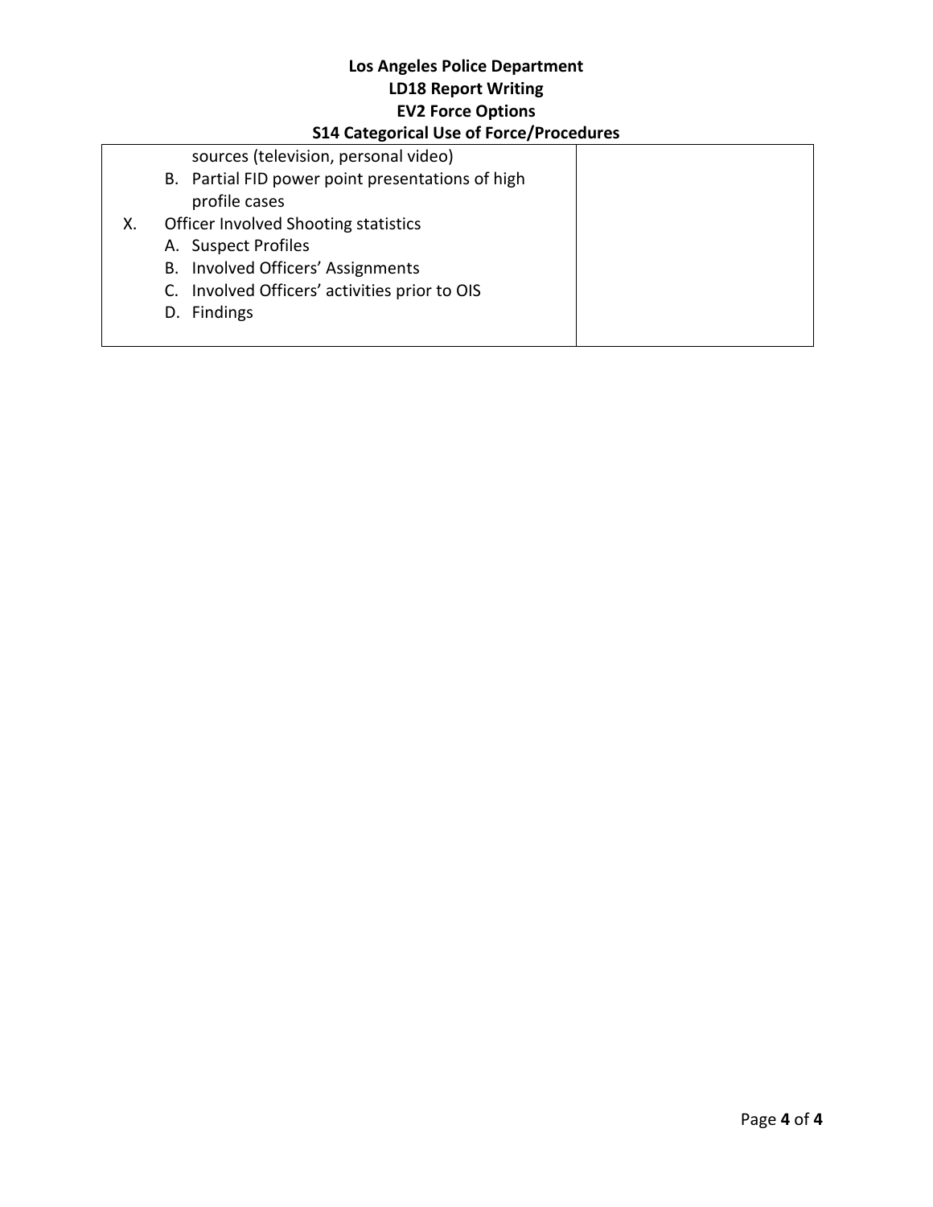| | |
|---|---|
| sources (television, personal video)<br>B. Partial FID power point presentations of high profile cases<br>X. Officer Involved Shooting statistics<br>A. Suspect Profiles<br>B. Involved Officers' Assignments<br>C. Involved Officers' activities prior to OIS<br>D. Findings | |